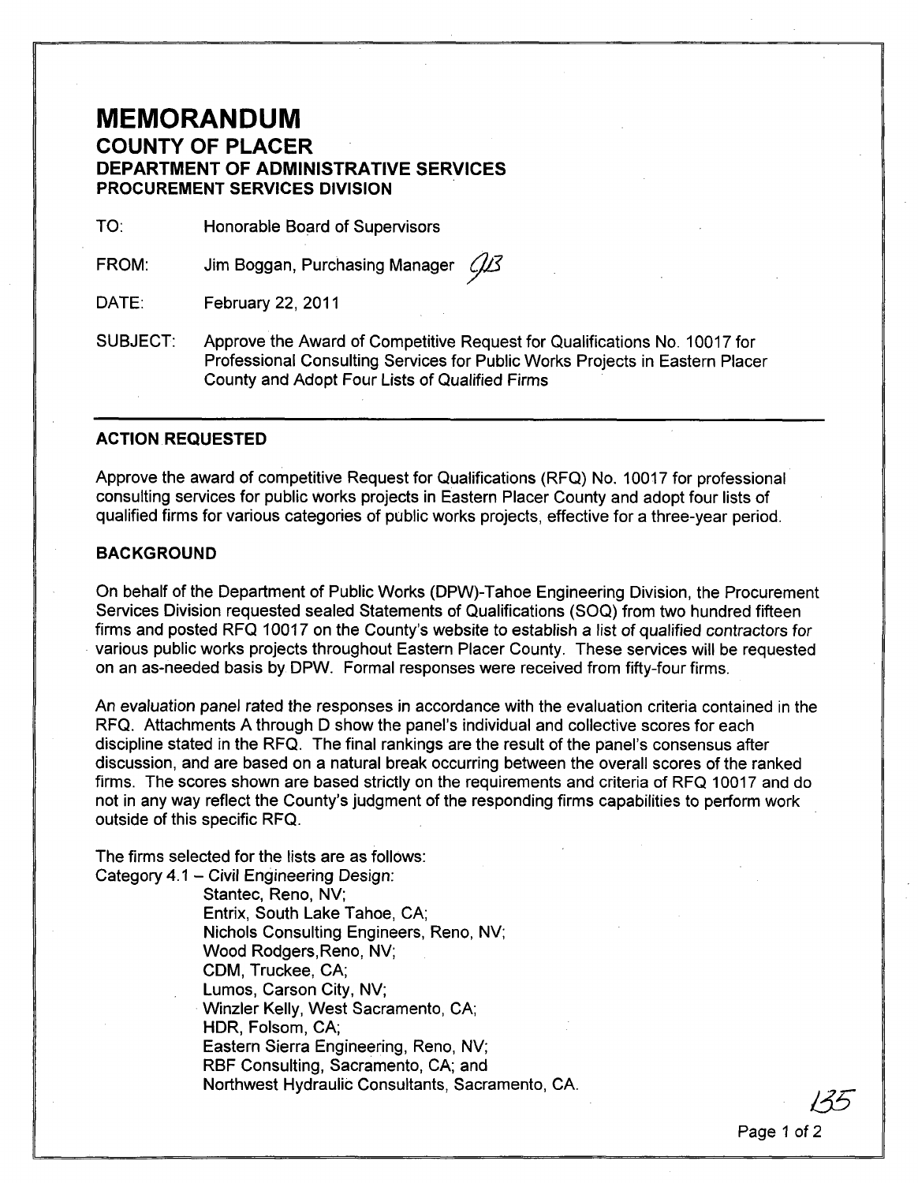# MEMORANDUM

## COUNTY OF PLACER
### DEPARTMENT OF ADMINISTRATIVE SERVICES
#### PROCUREMENT SERVICES DIVISION

TO: Honorable Board of Supervisors

FROM: Jim Boggan, Purchasing Manager

DATE: February 22, 2011

SUBJECT: Approve the Award of Competitive Request for Qualifications No. 10017 for Professional Consulting Services for Public Works Projects in Eastern Placer County and Adopt Four Lists of Qualified Firms

---

**ACTION REQUESTED**

Approve the award of competitive Request for Qualifications (RFQ) No. 10017 for professional consulting services for public works projects in Eastern Placer County and adopt four lists of qualified firms for various categories of public works projects, effective for a three-year period.

**BACKGROUND**

On behalf of the Department of Public Works (DPW)-Tahoe Engineering Division, the Procurement Services Division requested sealed Statements of Qualifications (SOQ) from two hundred fifteen firms and posted RFQ 10017 on the County's website to establish a list of qualified contractors for various public works projects throughout Eastern Placer County. These services will be requested on an as-needed basis by DPW. Formal responses were received from fifty-four firms.

An evaluation panel rated the responses in accordance with the evaluation criteria contained in the RFQ. Attachments A through D show the panel's individual and collective scores for each discipline stated in the RFQ. The final rankings are the result of the panel's consensus after discussion, and are based on a natural break occurring between the overall scores of the ranked firms. The scores shown are based strictly on the requirements and criteria of RFQ 10017 and do not in any way reflect the County's judgment of the responding firms capabilities to perform work outside of this specific RFQ.

The firms selected for the lists are as follows:

Category 4.1 – Civil Engineering Design:

- Stantec, Reno, NV;
- Entrix, South Lake Tahoe, CA;
- Nichols Consulting Engineers, Reno, NV;
- Wood Rodgers,Reno, NV;
- CDM, Truckee, CA;
- Lumos, Carson City, NV;
- Winzler Kelly, West Sacramento, CA;
- HDR, Folsom, CA;
- Eastern Sierra Engineering, Reno, NV;
- RBF Consulting, Sacramento, CA; and
- Northwest Hydraulic Consultants, Sacramento, CA.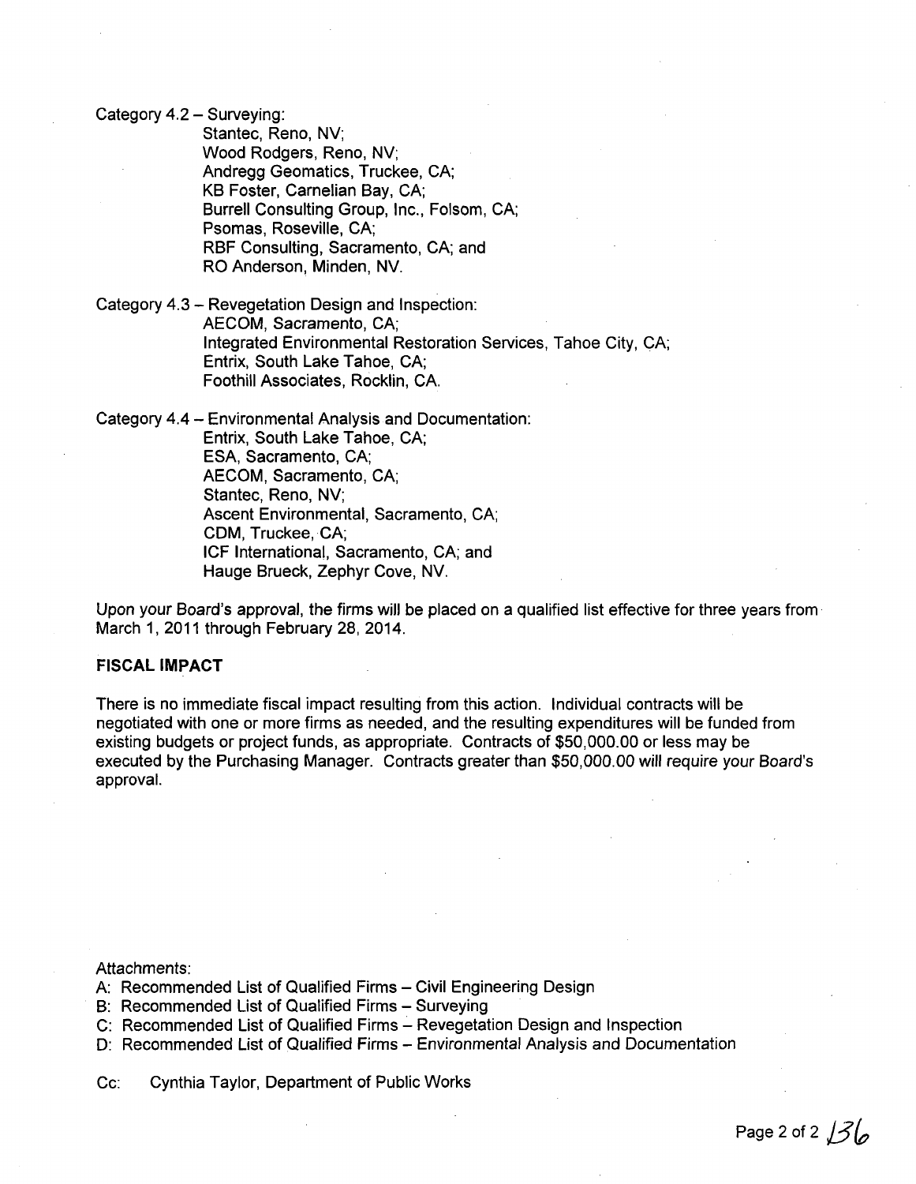Category 4.2 – Surveying:

- Stantec, Reno, NV;
- Wood Rodgers, Reno, NV;
- Andregg Geomatics, Truckee, CA;
- KB Foster, Carnelian Bay, CA;
- Burrell Consulting Group, Inc., Folsom, CA;
- Psomas, Roseville, CA;
- RBF Consulting, Sacramento, CA; and
- RO Anderson, Minden, NV.

Category 4.3 – Revegetation Design and Inspection:

- AECOM, Sacramento, CA;
- Integrated Environmental Restoration Services, Tahoe City, CA;
- Entrix, South Lake Tahoe, CA;
- Foothill Associates, Rocklin, CA.

Category 4.4 – Environmental Analysis and Documentation:

- Entrix, South Lake Tahoe, CA;
- ESA, Sacramento, CA;
- AECOM, Sacramento, CA;
- Stantec, Reno, NV;
- Ascent Environmental, Sacramento, CA;
- CDM, Truckee, CA;
- ICF International, Sacramento, CA; and
- Hauge Brueck, Zephyr Cove, NV.

Upon your Board's approval, the firms will be placed on a qualified list effective for three years from March 1, 2011 through February 28, 2014.

**FISCAL IMPACT**

There is no immediate fiscal impact resulting from this action. Individual contracts will be negotiated with one or more firms as needed, and the resulting expenditures will be funded from existing budgets or project funds, as appropriate. Contracts of $50,000.00 or less may be executed by the Purchasing Manager. Contracts greater than $50,000.00 will require your Board's approval.

Attachments:

A: Recommended List of Qualified Firms – Civil Engineering Design
B: Recommended List of Qualified Firms – Surveying
C: Recommended List of Qualified Firms – Revegetation Design and Inspection
D: Recommended List of Qualified Firms – Environmental Analysis and Documentation

Cc: Cynthia Taylor, Department of Public Works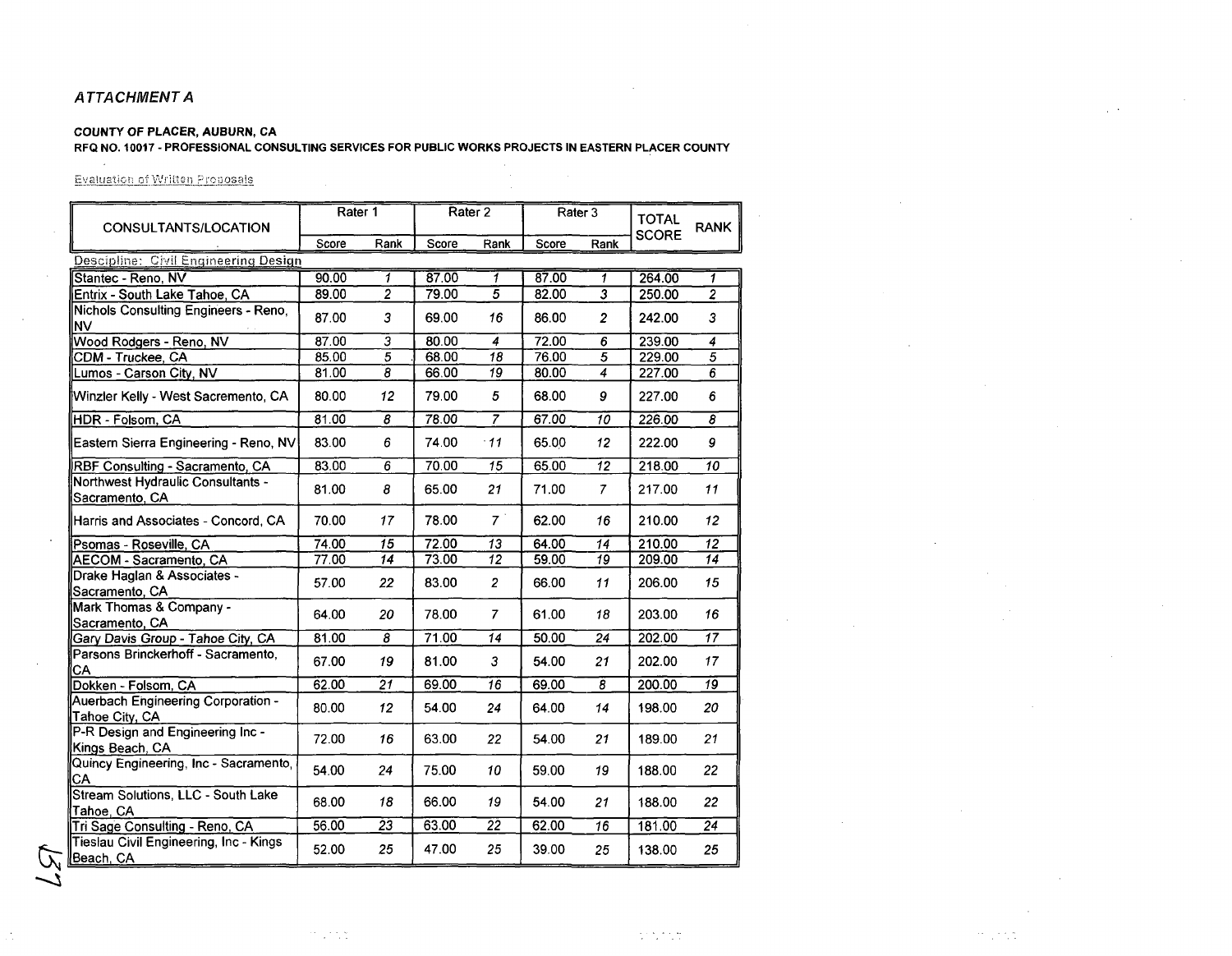## *ATTACHMENT A*

**COUNTY OF PLACER, AUBURN, CA**
**RFQ NO. 10017 - PROFESSIONAL CONSULTING SERVICES FOR PUBLIC WORKS PROJECTS IN EASTERN PLACER COUNTY**

Evaluation of Written Proposals

| CONSULTANTS/LOCATION | Rater 1 | | Rater 2 | | Rater 3 | | TOTAL SCORE | RANK |
|---|---|---|---|---|---|---|---|---|
| | Score | Rank | Score | Rank | Score | Rank | | |
| Descipline: Civil Engineering Design | | | | | | | | |
| Stantec - Reno, NV | 90.00 | 1 | 87.00 | 1 | 87.00 | 1 | 264.00 | 1 |
| Entrix - South Lake Tahoe, CA | 89.00 | 2 | 79.00 | 5 | 82.00 | 3 | 250.00 | 2 |
| Nichols Consulting Engineers - Reno, NV | 87.00 | 3 | 69.00 | 16 | 86.00 | 2 | 242.00 | 3 |
| Wood Rodgers - Reno, NV | 87.00 | 3 | 80.00 | 4 | 72.00 | 6 | 239.00 | 4 |
| CDM - Truckee, CA | 85.00 | 5 | 68.00 | 18 | 76.00 | 5 | 229.00 | 5 |
| Lumos - Carson City, NV | 81.00 | 8 | 66.00 | 19 | 80.00 | 4 | 227.00 | 6 |
| Winzler Kelly - West Sacremento, CA | 80.00 | 12 | 79.00 | 5 | 68.00 | 9 | 227.00 | 6 |
| HDR - Folsom, CA | 81.00 | 8 | 78.00 | 7 | 67.00 | 10 | 226.00 | 8 |
| Eastern Sierra Engineering - Reno, NV | 83.00 | 6 | 74.00 | 11 | 65.00 | 12 | 222.00 | 9 |
| RBF Consulting - Sacramento, CA | 83.00 | 6 | 70.00 | 15 | 65.00 | 12 | 218.00 | 10 |
| Northwest Hydraulic Consultants - Sacramento, CA | 81.00 | 8 | 65.00 | 21 | 71.00 | 7 | 217.00 | 11 |
| Harris and Associates - Concord, CA | 70.00 | 17 | 78.00 | 7 | 62.00 | 16 | 210.00 | 12 |
| Psomas - Roseville, CA | 74.00 | 15 | 72.00 | 13 | 64.00 | 14 | 210.00 | 12 |
| AECOM - Sacramento, CA | 77.00 | 14 | 73.00 | 12 | 59.00 | 19 | 209.00 | 14 |
| Drake Haglan & Associates - Sacramento, CA | 57.00 | 22 | 83.00 | 2 | 66.00 | 11 | 206.00 | 15 |
| Mark Thomas & Company - Sacramento, CA | 64.00 | 20 | 78.00 | 7 | 61.00 | 18 | 203.00 | 16 |
| Gary Davis Group - Tahoe City, CA | 81.00 | 8 | 71.00 | 14 | 50.00 | 24 | 202.00 | 17 |
| Parsons Brinckerhoff - Sacramento, CA | 67.00 | 19 | 81.00 | 3 | 54.00 | 21 | 202.00 | 17 |
| Dokken - Folsom, CA | 62.00 | 21 | 69.00 | 16 | 69.00 | 8 | 200.00 | 19 |
| Auerbach Engineering Corporation - Tahoe City, CA | 80.00 | 12 | 54.00 | 24 | 64.00 | 14 | 198.00 | 20 |
| P-R Design and Engineering Inc - Kings Beach, CA | 72.00 | 16 | 63.00 | 22 | 54.00 | 21 | 189.00 | 21 |
| Quincy Engineering, Inc - Sacramento, CA | 54.00 | 24 | 75.00 | 10 | 59.00 | 19 | 188.00 | 22 |
| Stream Solutions, LLC - South Lake Tahoe, CA | 68.00 | 18 | 66.00 | 19 | 54.00 | 21 | 188.00 | 22 |
| Tri Sage Consulting - Reno, CA | 56.00 | 23 | 63.00 | 22 | 62.00 | 16 | 181.00 | 24 |
| Tieslau Civil Engineering, Inc - Kings Beach, CA | 52.00 | 25 | 47.00 | 25 | 39.00 | 25 | 138.00 | 25 |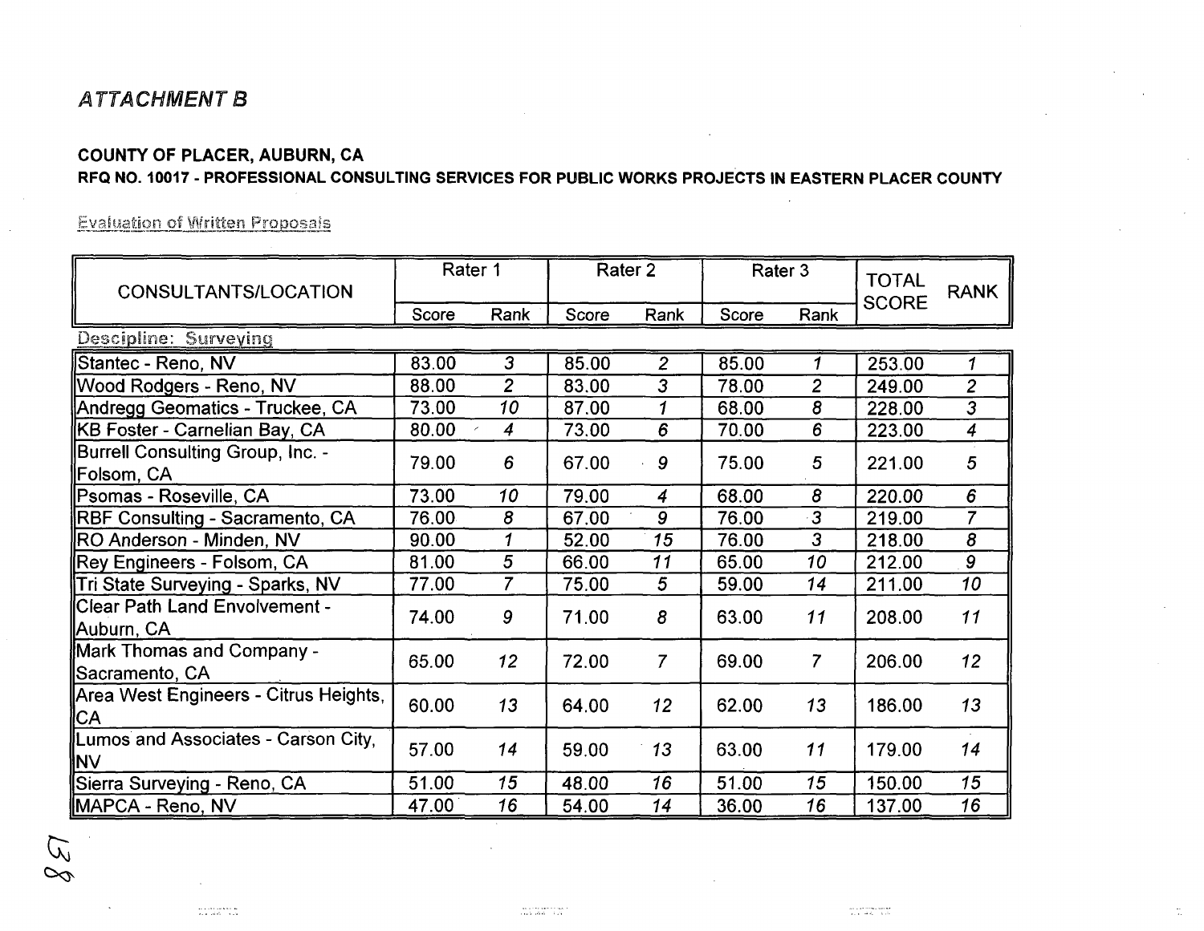*ATTACHMENT B*

**COUNTY OF PLACER, AUBURN, CA**

**RFQ NO. 10017 - PROFESSIONAL CONSULTING SERVICES FOR PUBLIC WORKS PROJECTS IN EASTERN PLACER COUNTY**

Evaluation of Written Proposals

| CONSULTANTS/LOCATION | Rater 1 | | Rater 2 | | Rater 3 | | TOTAL SCORE | RANK |
|---|---|---|---|---|---|---|---|---|
| | Score | Rank | Score | Rank | Score | Rank | | |
| Descipline: Surveying | | | | | | | | |
| Stantec - Reno, NV | 83.00 | *3* | 85.00 | *2* | 85.00 | *1* | 253.00 | *1* |
| Wood Rodgers - Reno, NV | 88.00 | *2* | 83.00 | *3* | 78.00 | *2* | 249.00 | *2* |
| Andregg Geomatics - Truckee, CA | 73.00 | *10* | 87.00 | *1* | 68.00 | *8* | 228.00 | *3* |
| KB Foster - Carnelian Bay, CA | 80.00 | *4* | 73.00 | *6* | 70.00 | *6* | 223.00 | *4* |
| Burrell Consulting Group, Inc. - Folsom, CA | 79.00 | *6* | 67.00 | *9* | 75.00 | *5* | 221.00 | *5* |
| Psomas - Roseville, CA | 73.00 | *10* | 79.00 | *4* | 68.00 | *8* | 220.00 | *6* |
| RBF Consulting - Sacramento, CA | 76.00 | *8* | 67.00 | *9* | 76.00 | *3* | 219.00 | *7* |
| RO Anderson - Minden, NV | 90.00 | *1* | 52.00 | *15* | 76.00 | *3* | 218.00 | *8* |
| Rey Engineers - Folsom, CA | 81.00 | *5* | 66.00 | *11* | 65.00 | *10* | 212.00 | *9* |
| Tri State Surveying - Sparks, NV | 77.00 | *7* | 75.00 | *5* | 59.00 | *14* | 211.00 | *10* |
| Clear Path Land Envolvement - Auburn, CA | 74.00 | *9* | 71.00 | *8* | 63.00 | *11* | 208.00 | *11* |
| Mark Thomas and Company - Sacramento, CA | 65.00 | *12* | 72.00 | *7* | 69.00 | *7* | 206.00 | *12* |
| Area West Engineers - Citrus Heights, CA | 60.00 | *13* | 64.00 | *12* | 62.00 | *13* | 186.00 | *13* |
| Lumos and Associates - Carson City, NV | 57.00 | *14* | 59.00 | *13* | 63.00 | *11* | 179.00 | *14* |
| Sierra Surveying - Reno, CA | 51.00 | *15* | 48.00 | *16* | 51.00 | *15* | 150.00 | *15* |
| MAPCA - Reno, NV | 47.00 | *16* | 54.00 | *14* | 36.00 | *16* | 137.00 | *16* |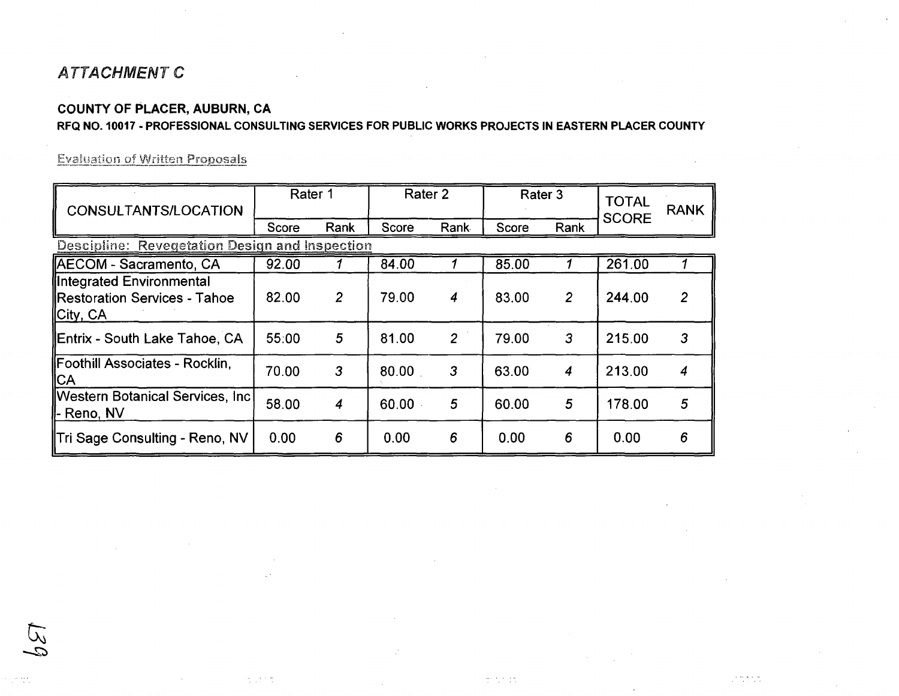*ATTACHMENT C*

**COUNTY OF PLACER, AUBURN, CA**

**RFQ NO. 10017 - PROFESSIONAL CONSULTING SERVICES FOR PUBLIC WORKS PROJECTS IN EASTERN PLACER COUNTY**

Evaluation of Written Proposals

| CONSULTANTS/LOCATION | Rater 1 | | Rater 2 | | Rater 3 | | TOTAL SCORE | RANK |
|---|---|---|---|---|---|---|---|---|
| | Score | Rank | Score | Rank | Score | Rank | | |
| **Descipline: Revegetation Design and Inspection** | | | | | | | | |
| AECOM - Sacramento, CA | 92.00 | *1* | 84.00 | *1* | 85.00 | *1* | 261.00 | *1* |
| Integrated Environmental Restoration Services - Tahoe City, CA | 82.00 | *2* | 79.00 | *4* | 83.00 | *2* | 244.00 | *2* |
| Entrix - South Lake Tahoe, CA | 55:00 | *5* | 81.00 | *2* | 79.00 | *3* | 215.00 | *3* |
| Foothill Associates - Rocklin, CA | 70.00 | *3* | 80.00 | *3* | 63.00 | *4* | 213.00 | *4* |
| Western Botanical Services, Inc - Reno, NV | 58.00 | *4* | 60.00 | *5* | 60.00 | *5* | 178.00 | *5* |
| Tri Sage Consulting - Reno, NV | 0.00 | *6* | 0.00 | *6* | 0.00 | *6* | 0.00 | *6* |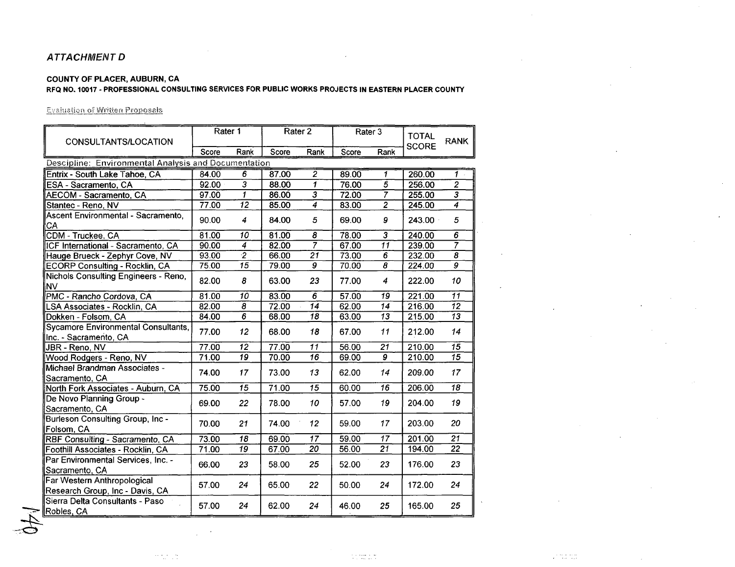## *ATTACHMENT D*

**COUNTY OF PLACER, AUBURN, CA**
**RFQ NO. 10017 - PROFESSIONAL CONSULTING SERVICES FOR PUBLIC WORKS PROJECTS IN EASTERN PLACER COUNTY**

Evaluation of Written Proposals

| CONSULTANTS/LOCATION | Rater 1 | | Rater 2 | | Rater 3 | | TOTAL SCORE | RANK |
|---|---|---|---|---|---|---|---|---|
| | Score | Rank | Score | Rank | Score | Rank | | |
| Descipline: Environmental Analysis and Documentation | | | | | | | | |
| Entrix - South Lake Tahoe, CA | 84.00 | 6 | 87.00 | 2 | 89.00 | 1 | 260.00 | 1 |
| ESA - Sacramento, CA | 92.00 | 3 | 88.00 | 1 | 76.00 | 5 | 256.00 | 2 |
| AECOM - Sacramento, CA | 97.00 | 1 | 86.00 | 3 | 72.00 | 7 | 255.00 | 3 |
| Stantec - Reno, NV | 77.00 | 12 | 85.00 | 4 | 83.00 | 2 | 245.00 | 4 |
| Ascent Environmental - Sacramento, CA | 90.00 | 4 | 84.00 | 5 | 69.00 | 9 | 243.00 | 5 |
| CDM - Truckee, CA | 81.00 | 10 | 81.00 | 8 | 78.00 | 3 | 240.00 | 6 |
| ICF International - Sacramento, CA | 90.00 | 4 | 82.00 | 7 | 67.00 | 11 | 239.00 | 7 |
| Hauge Brueck - Zephyr Cove, NV | 93.00 | 2 | 66.00 | 21 | 73.00 | 6 | 232.00 | 8 |
| ECORP Consulting - Rocklin, CA | 75.00 | 15 | 79.00 | 9 | 70.00 | 8 | 224.00 | 9 |
| Nichols Consulting Engineers - Reno, NV | 82.00 | 8 | 63.00 | 23 | 77.00 | 4 | 222.00 | 10 |
| PMC - Rancho Cordova, CA | 81.00 | 10 | 83.00 | 6 | 57.00 | 19 | 221.00 | 11 |
| LSA Associates - Rocklin, CA | 82.00 | 8 | 72.00 | 14 | 62.00 | 14 | 216.00 | 12 |
| Dokken - Folsom, CA | 84.00 | 6 | 68.00 | 18 | 63.00 | 13 | 215.00 | 13 |
| Sycamore Environmental Consultants, Inc. - Sacramento, CA | 77.00 | 12 | 68.00 | 18 | 67.00 | 11 | 212.00 | 14 |
| JBR - Reno, NV | 77.00 | 12 | 77.00 | 11 | 56.00 | 21 | 210.00 | 15 |
| Wood Rodgers - Reno, NV | 71.00 | 19 | 70.00 | 16 | 69.00 | 9 | 210.00 | 15 |
| Michael Brandman Associates - Sacramento, CA | 74.00 | 17 | 73.00 | 13 | 62.00 | 14 | 209.00 | 17 |
| North Fork Associates - Auburn, CA | 75.00 | 15 | 71.00 | 15 | 60.00 | 16 | 206.00 | 18 |
| De Novo Planning Group - Sacramento, CA | 69.00 | 22 | 78.00 | 10 | 57.00 | 19 | 204.00 | 19 |
| Burleson Consulting Group, Inc - Folsom, CA | 70.00 | 21 | 74.00 | 12 | 59.00 | 17 | 203.00 | 20 |
| RBF Consulting - Sacramento, CA | 73.00 | 18 | 69.00 | 17 | 59.00 | 17 | 201.00 | 21 |
| Foothill Associates - Rocklin, CA | 71.00 | 19 | 67.00 | 20 | 56.00 | 21 | 194.00 | 22 |
| Par Environmental Services, Inc. - Sacramento, CA | 66.00 | 23 | 58.00 | 25 | 52.00 | 23 | 176.00 | 23 |
| Far Western Anthropological Research Group, Inc - Davis, CA | 57.00 | 24 | 65.00 | 22 | 50.00 | 24 | 172.00 | 24 |
| Sierra Delta Consultants - Paso Robles, CA | 57.00 | 24 | 62.00 | 24 | 46.00 | 25 | 165.00 | 25 |